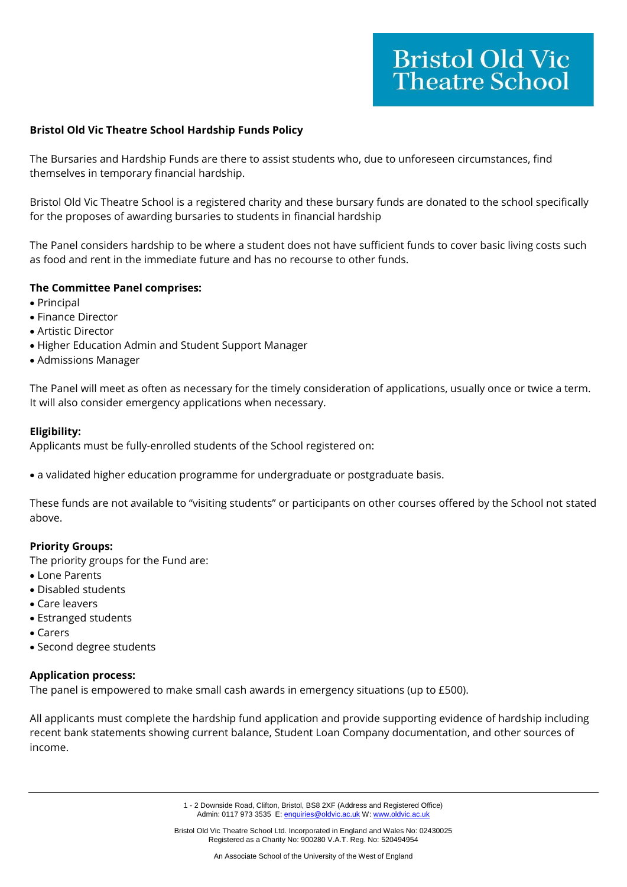Bristol Old Vic Theatre School

# Bristol Old Vic Theatre School Hardship Funds Policy

The Bursaries and Hardship Funds are there to assist students who, due to unforeseen circumstances, find themselves in temporary financial hardship.

Bristol Old Vic Theatre School is a registered charity and these bursary funds are donated to the school specifically for the proposes of awarding bursaries to students in financial hardship

The Panel considers hardship to be where a student does not have sufficient funds to cover basic living costs such as food and rent in the immediate future and has no recourse to other funds.

**The Committee Panel comprises:**

- Principal
- Finance Director
- Artistic Director
- Higher Education Admin and Student Support Manager
- Admissions Manager

The Panel will meet as often as necessary for the timely consideration of applications, usually once or twice a term. It will also consider emergency applications when necessary.

**Eligibility:**

Applicants must be fully-enrolled students of the School registered on:

- a validated higher education programme for undergraduate or postgraduate basis.

These funds are not available to "visiting students" or participants on other courses offered by the School not stated above.

**Priority Groups:**

The priority groups for the Fund are:

- Lone Parents
- Disabled students
- Care leavers
- Estranged students
- Carers
- Second degree students

**Application process:**

The panel is empowered to make small cash awards in emergency situations (up to £500).

All applicants must complete the hardship fund application and provide supporting evidence of hardship including recent bank statements showing current balance, Student Loan Company documentation, and other sources of income.

1 - 2 Downside Road, Clifton, Bristol, BS8 2XF (Address and Registered Office)
Admin: 0117 973 3535 E: enquiries@oldvic.ac.uk W: www.oldvic.ac.uk

Bristol Old Vic Theatre School Ltd. Incorporated in England and Wales No: 02430025
Registered as a Charity No: 900280 V.A.T. Reg. No: 520494954

An Associate School of the University of the West of England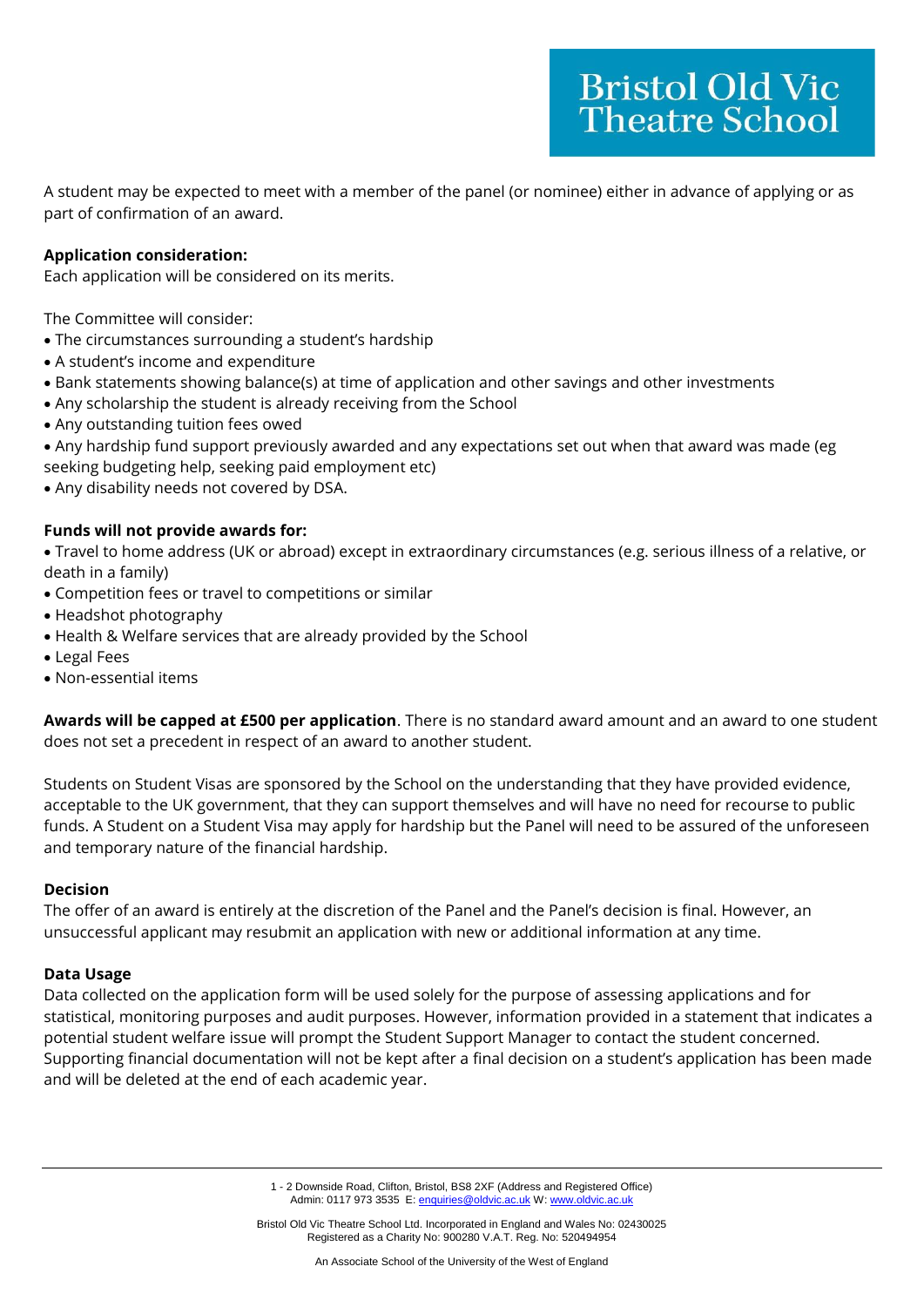A student may be expected to meet with a member of the panel (or nominee) either in advance of applying or as part of confirmation of an award.

**Application consideration:**
Each application will be considered on its merits.

The Committee will consider:

- The circumstances surrounding a student's hardship
- A student's income and expenditure
- Bank statements showing balance(s) at time of application and other savings and other investments
- Any scholarship the student is already receiving from the School
- Any outstanding tuition fees owed
- Any hardship fund support previously awarded and any expectations set out when that award was made (eg seeking budgeting help, seeking paid employment etc)
- Any disability needs not covered by DSA.

**Funds will not provide awards for:**

- Travel to home address (UK or abroad) except in extraordinary circumstances (e.g. serious illness of a relative, or death in a family)
- Competition fees or travel to competitions or similar
- Headshot photography
- Health & Welfare services that are already provided by the School
- Legal Fees
- Non-essential items

**Awards will be capped at £500 per application**. There is no standard award amount and an award to one student does not set a precedent in respect of an award to another student.

Students on Student Visas are sponsored by the School on the understanding that they have provided evidence, acceptable to the UK government, that they can support themselves and will have no need for recourse to public funds. A Student on a Student Visa may apply for hardship but the Panel will need to be assured of the unforeseen and temporary nature of the financial hardship.

**Decision**
The offer of an award is entirely at the discretion of the Panel and the Panel's decision is final. However, an unsuccessful applicant may resubmit an application with new or additional information at any time.

**Data Usage**
Data collected on the application form will be used solely for the purpose of assessing applications and for statistical, monitoring purposes and audit purposes. However, information provided in a statement that indicates a potential student welfare issue will prompt the Student Support Manager to contact the student concerned. Supporting financial documentation will not be kept after a final decision on a student's application has been made and will be deleted at the end of each academic year.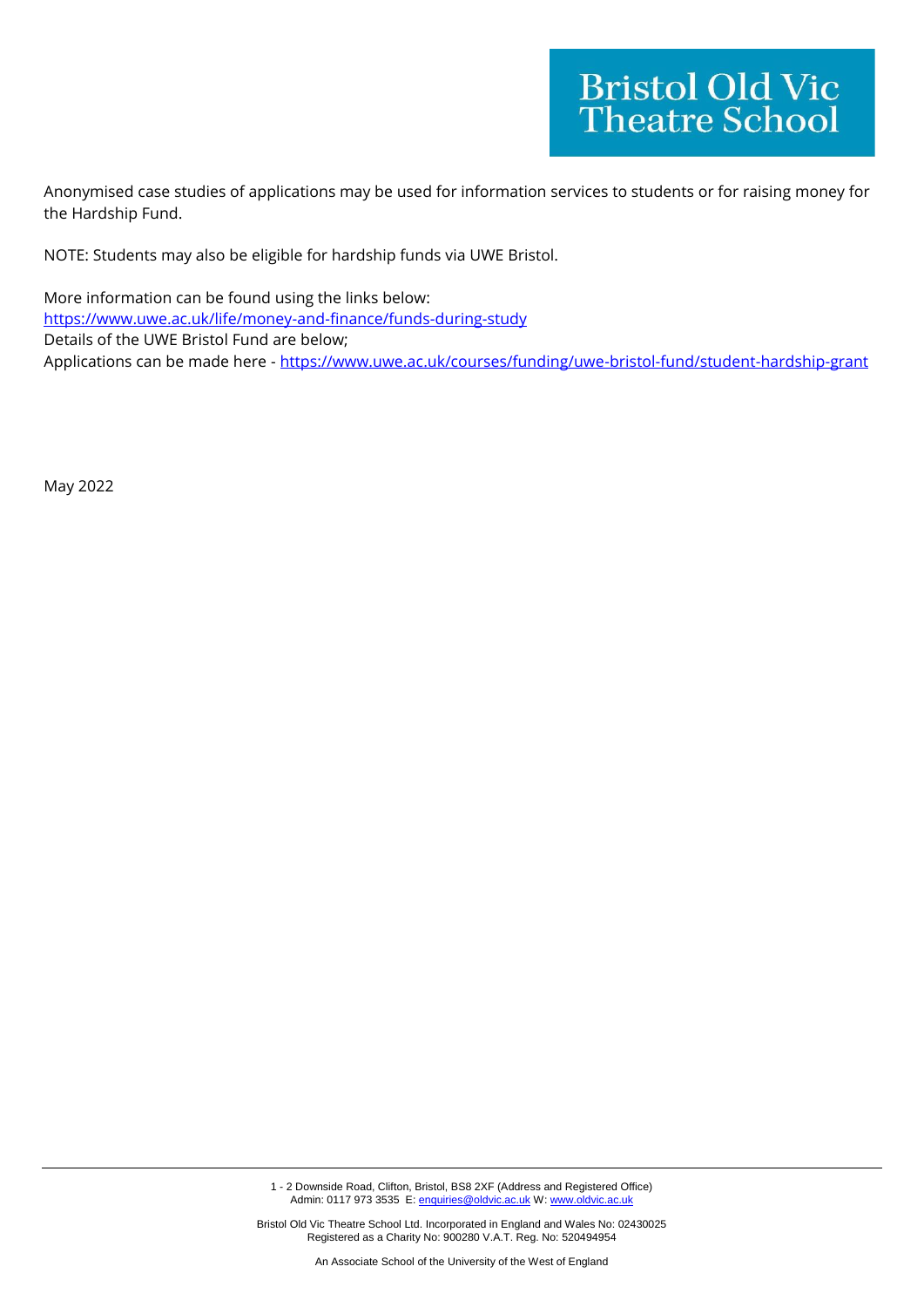Anonymised case studies of applications may be used for information services to students or for raising money for the Hardship Fund.

NOTE: Students may also be eligible for hardship funds via UWE Bristol.

More information can be found using the links below:
https://www.uwe.ac.uk/life/money-and-finance/funds-during-study
Details of the UWE Bristol Fund are below;
Applications can be made here - https://www.uwe.ac.uk/courses/funding/uwe-bristol-fund/student-hardship-grant

May 2022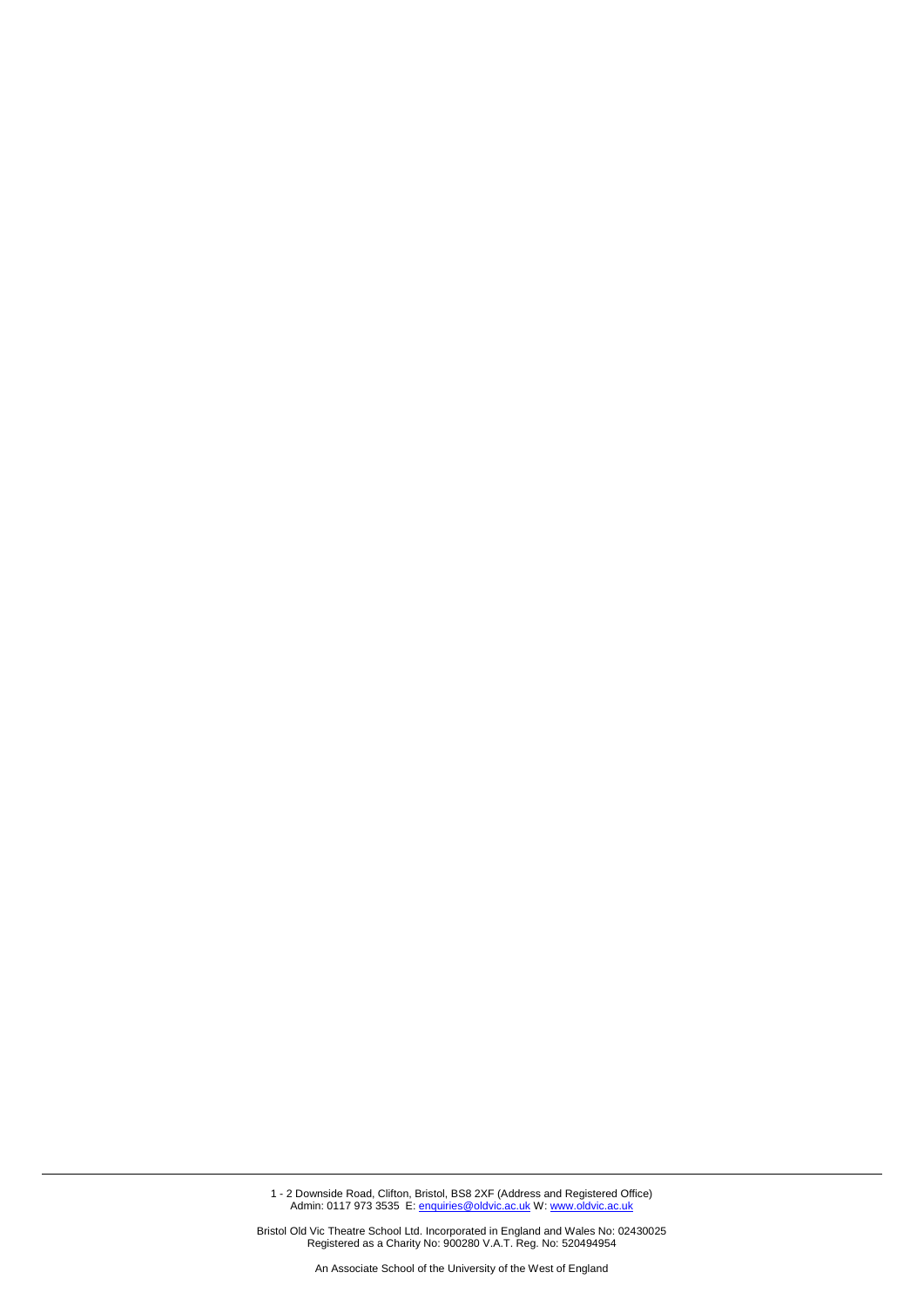1 - 2 Downside Road, Clifton, Bristol, BS8 2XF (Address and Registered Office)
Admin: 0117 973 3535 E: enquiries@oldvic.ac.uk W: www.oldvic.ac.uk

Bristol Old Vic Theatre School Ltd. Incorporated in England and Wales No: 02430025
Registered as a Charity No: 900280 V.A.T. Reg. No: 520494954

An Associate School of the University of the West of England